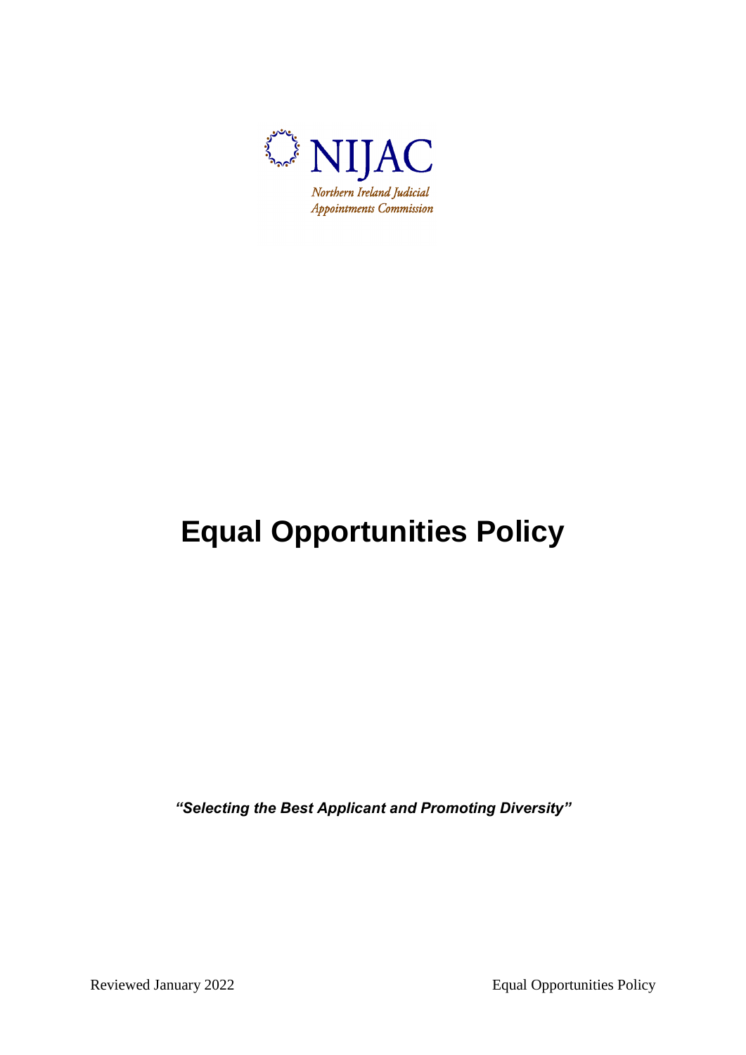NIJAC

*Northern Ireland Judicial Appointments Commission*

# Equal Opportunities Policy

***"Selecting the Best Applicant and Promoting Diversity"***

Reviewed January 2022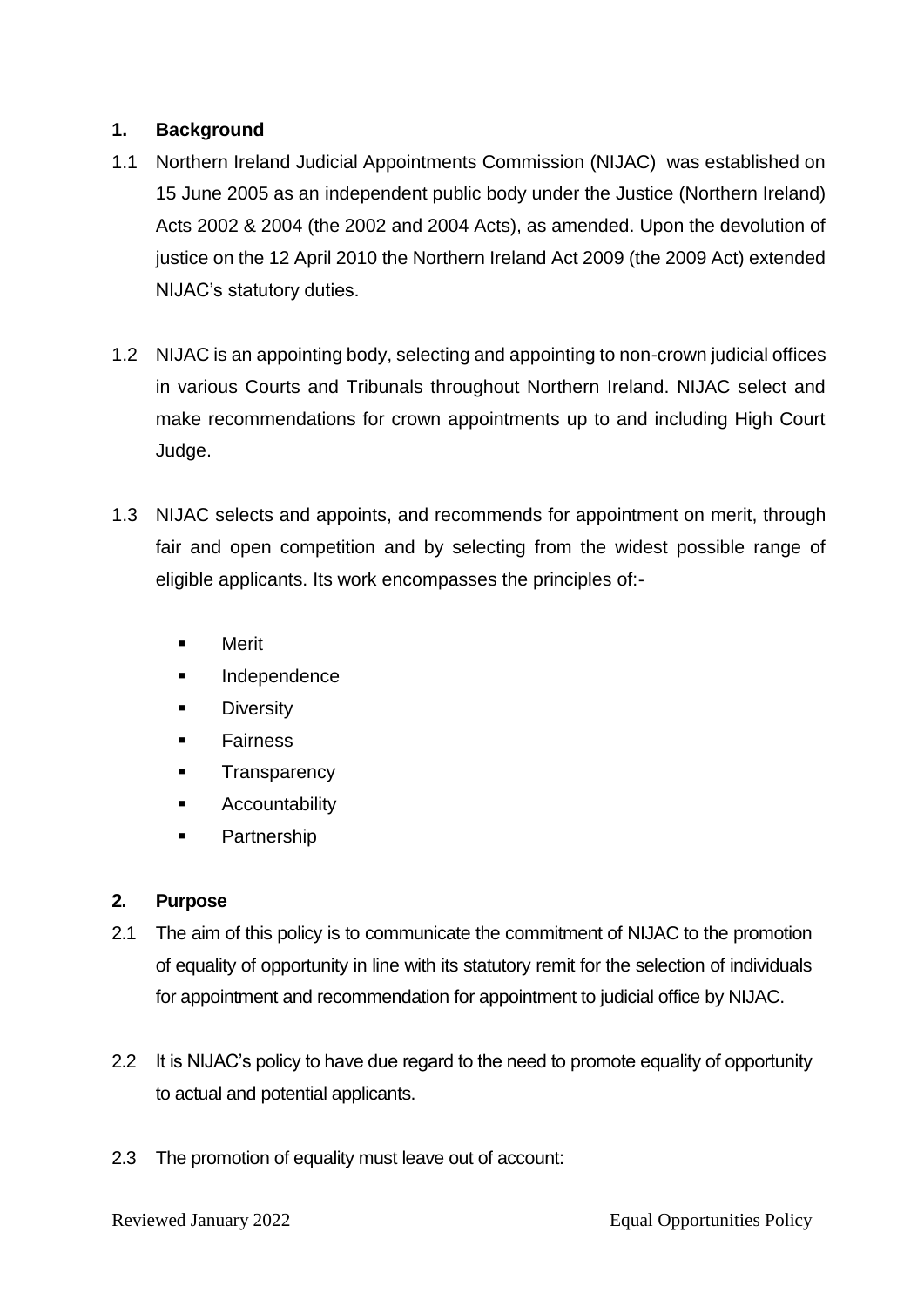## 1. Background

1.1 Northern Ireland Judicial Appointments Commission (NIJAC) was established on 15 June 2005 as an independent public body under the Justice (Northern Ireland) Acts 2002 & 2004 (the 2002 and 2004 Acts), as amended. Upon the devolution of justice on the 12 April 2010 the Northern Ireland Act 2009 (the 2009 Act) extended NIJAC's statutory duties.

1.2 NIJAC is an appointing body, selecting and appointing to non-crown judicial offices in various Courts and Tribunals throughout Northern Ireland. NIJAC select and make recommendations for crown appointments up to and including High Court Judge.

1.3 NIJAC selects and appoints, and recommends for appointment on merit, through fair and open competition and by selecting from the widest possible range of eligible applicants. Its work encompasses the principles of:-

- Merit
- Independence
- Diversity
- Fairness
- Transparency
- Accountability
- Partnership

## 2. Purpose

2.1 The aim of this policy is to communicate the commitment of NIJAC to the promotion of equality of opportunity in line with its statutory remit for the selection of individuals for appointment and recommendation for appointment to judicial office by NIJAC.

2.2 It is NIJAC's policy to have due regard to the need to promote equality of opportunity to actual and potential applicants.

2.3 The promotion of equality must leave out of account: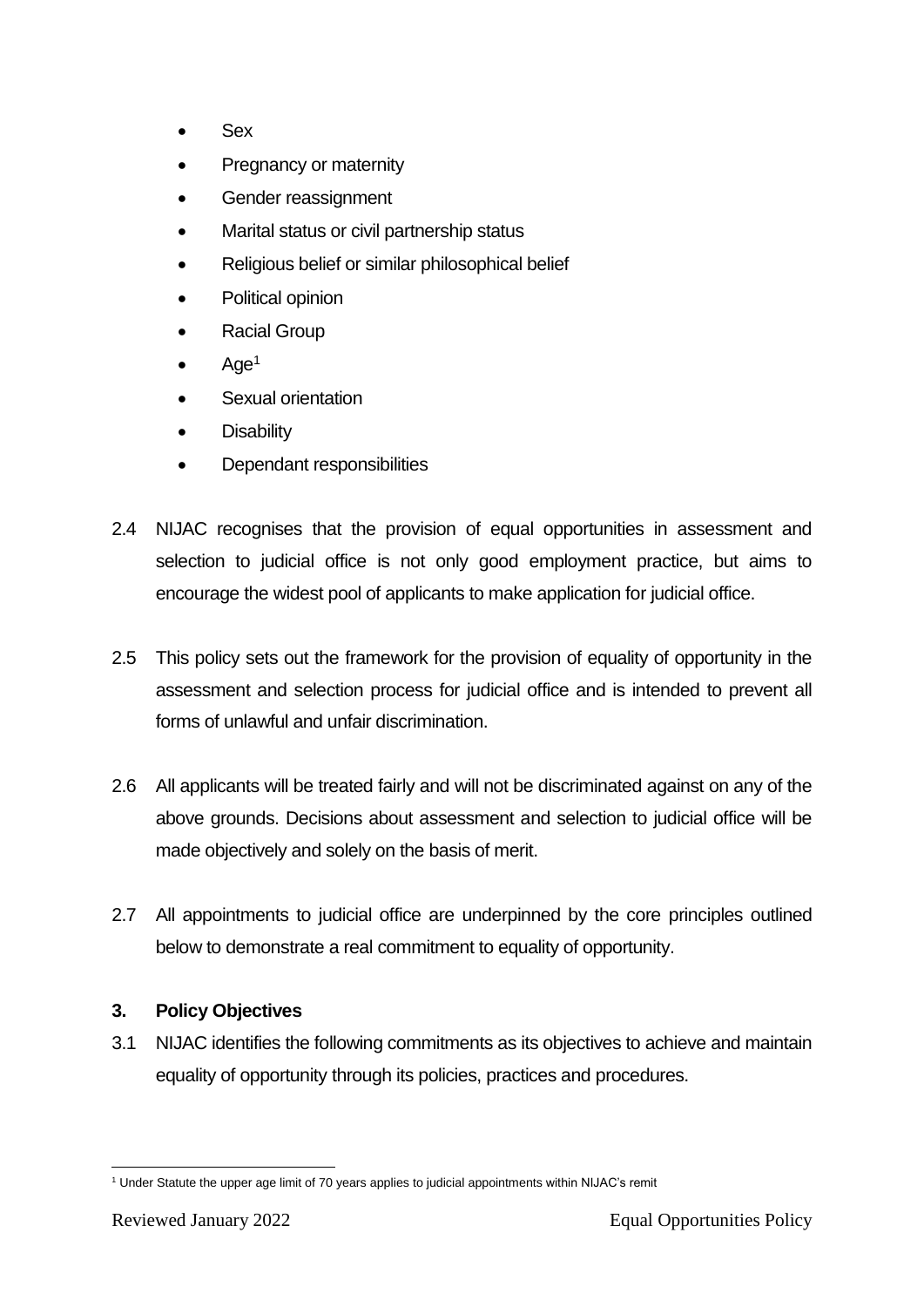- Sex
- Pregnancy or maternity
- Gender reassignment
- Marital status or civil partnership status
- Religious belief or similar philosophical belief
- Political opinion
- Racial Group
- Age[1]
- Sexual orientation
- Disability
- Dependant responsibilities

2.4 NIJAC recognises that the provision of equal opportunities in assessment and selection to judicial office is not only good employment practice, but aims to encourage the widest pool of applicants to make application for judicial office.

2.5 This policy sets out the framework for the provision of equality of opportunity in the assessment and selection process for judicial office and is intended to prevent all forms of unlawful and unfair discrimination.

2.6 All applicants will be treated fairly and will not be discriminated against on any of the above grounds. Decisions about assessment and selection to judicial office will be made objectively and solely on the basis of merit.

2.7 All appointments to judicial office are underpinned by the core principles outlined below to demonstrate a real commitment to equality of opportunity.

## 3. Policy Objectives

3.1 NIJAC identifies the following commitments as its objectives to achieve and maintain equality of opportunity through its policies, practices and procedures.

[1] Under Statute the upper age limit of 70 years applies to judicial appointments within NIJAC's remit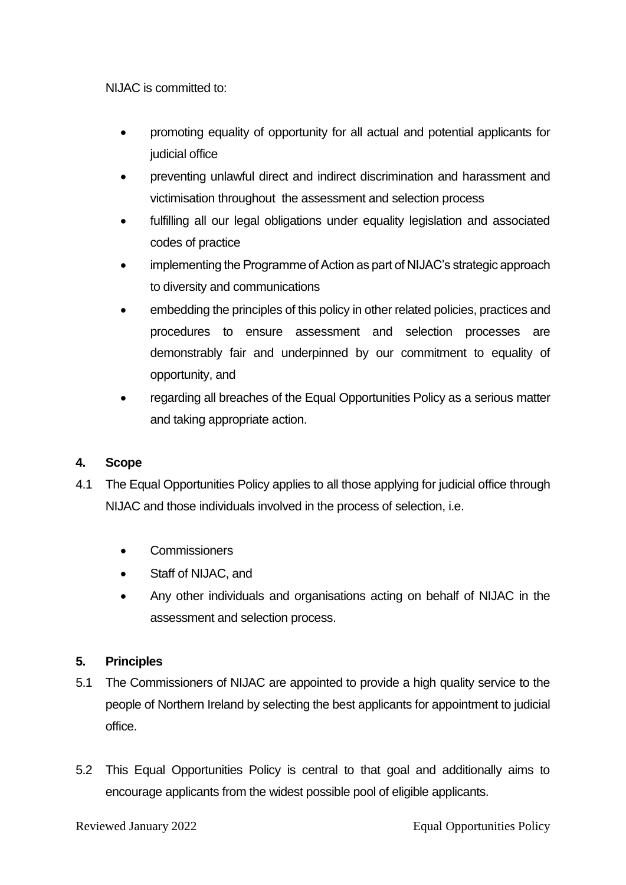NIJAC is committed to:

- promoting equality of opportunity for all actual and potential applicants for judicial office
- preventing unlawful direct and indirect discrimination and harassment and victimisation throughout the assessment and selection process
- fulfilling all our legal obligations under equality legislation and associated codes of practice
- implementing the Programme of Action as part of NIJAC's strategic approach to diversity and communications
- embedding the principles of this policy in other related policies, practices and procedures to ensure assessment and selection processes are demonstrably fair and underpinned by our commitment to equality of opportunity, and
- regarding all breaches of the Equal Opportunities Policy as a serious matter and taking appropriate action.

## 4. Scope

4.1 The Equal Opportunities Policy applies to all those applying for judicial office through NIJAC and those individuals involved in the process of selection, i.e.

- Commissioners
- Staff of NIJAC, and
- Any other individuals and organisations acting on behalf of NIJAC in the assessment and selection process.

## 5. Principles

5.1 The Commissioners of NIJAC are appointed to provide a high quality service to the people of Northern Ireland by selecting the best applicants for appointment to judicial office.

5.2 This Equal Opportunities Policy is central to that goal and additionally aims to encourage applicants from the widest possible pool of eligible applicants.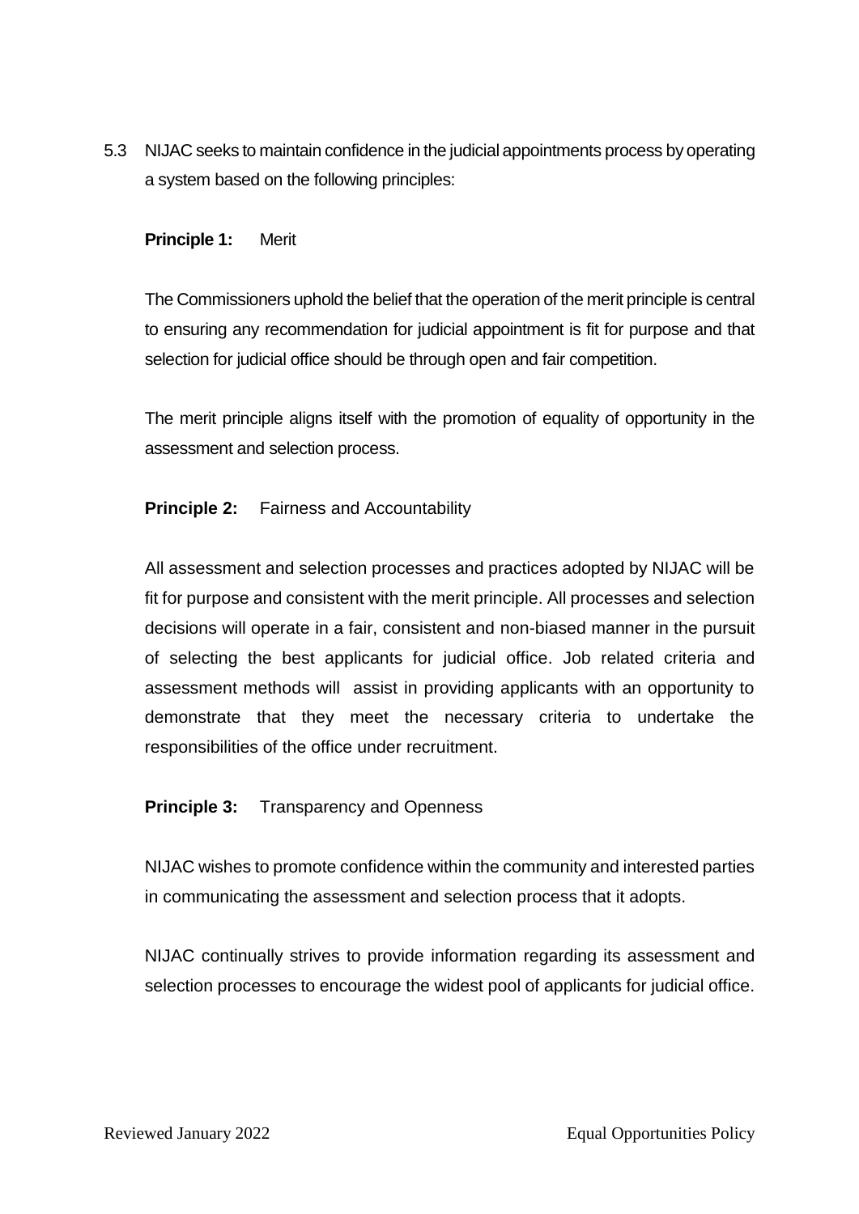5.3 NIJAC seeks to maintain confidence in the judicial appointments process by operating a system based on the following principles:

**Principle 1:** Merit

The Commissioners uphold the belief that the operation of the merit principle is central to ensuring any recommendation for judicial appointment is fit for purpose and that selection for judicial office should be through open and fair competition.

The merit principle aligns itself with the promotion of equality of opportunity in the assessment and selection process.

**Principle 2:** Fairness and Accountability

All assessment and selection processes and practices adopted by NIJAC will be fit for purpose and consistent with the merit principle. All processes and selection decisions will operate in a fair, consistent and non-biased manner in the pursuit of selecting the best applicants for judicial office. Job related criteria and assessment methods will assist in providing applicants with an opportunity to demonstrate that they meet the necessary criteria to undertake the responsibilities of the office under recruitment.

**Principle 3:** Transparency and Openness

NIJAC wishes to promote confidence within the community and interested parties in communicating the assessment and selection process that it adopts.

NIJAC continually strives to provide information regarding its assessment and selection processes to encourage the widest pool of applicants for judicial office.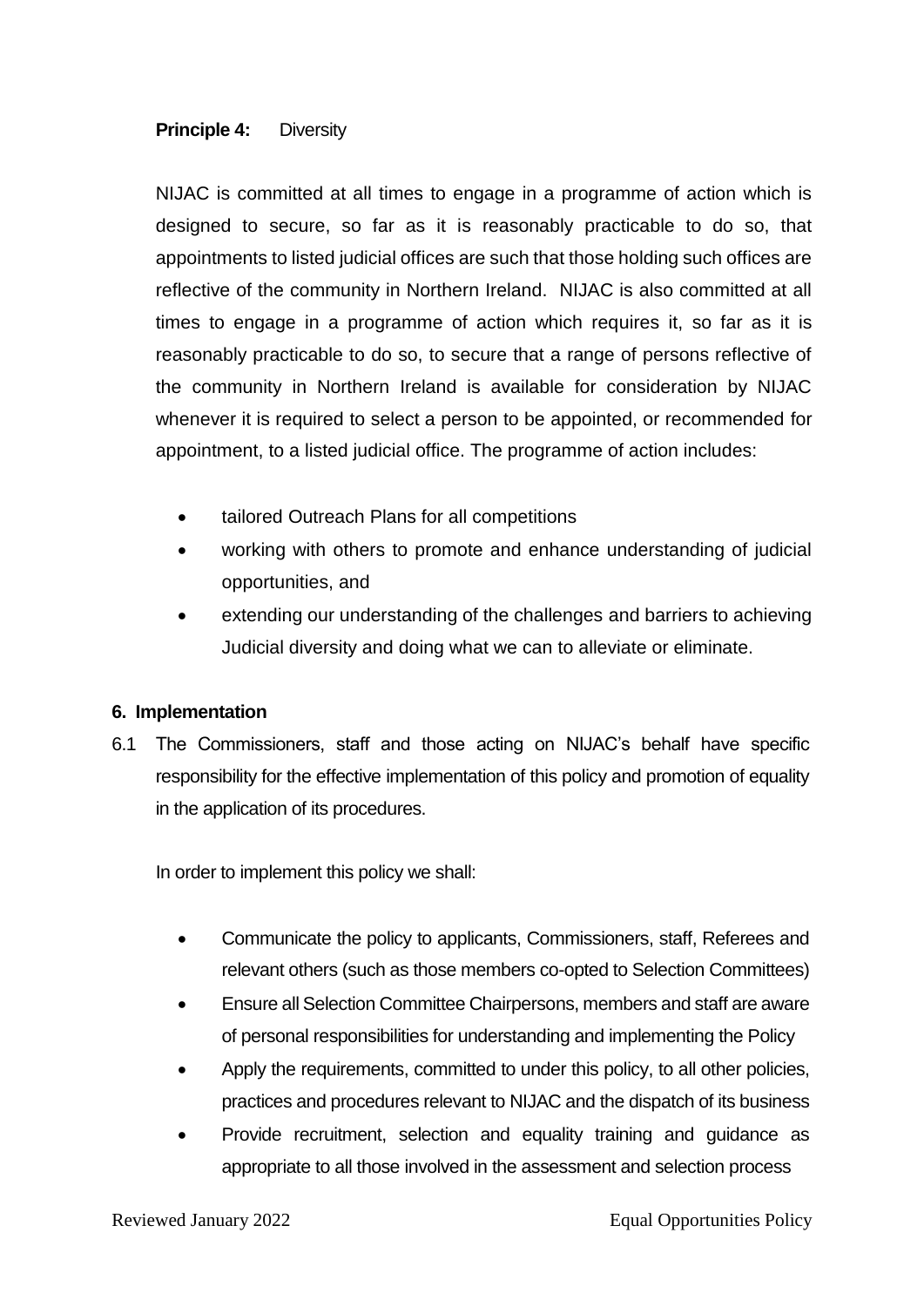**Principle 4:** Diversity

NIJAC is committed at all times to engage in a programme of action which is designed to secure, so far as it is reasonably practicable to do so, that appointments to listed judicial offices are such that those holding such offices are reflective of the community in Northern Ireland. NIJAC is also committed at all times to engage in a programme of action which requires it, so far as it is reasonably practicable to do so, to secure that a range of persons reflective of the community in Northern Ireland is available for consideration by NIJAC whenever it is required to select a person to be appointed, or recommended for appointment, to a listed judicial office. The programme of action includes:

- tailored Outreach Plans for all competitions
- working with others to promote and enhance understanding of judicial opportunities, and
- extending our understanding of the challenges and barriers to achieving Judicial diversity and doing what we can to alleviate or eliminate.

## 6. Implementation

6.1 The Commissioners, staff and those acting on NIJAC's behalf have specific responsibility for the effective implementation of this policy and promotion of equality in the application of its procedures.

In order to implement this policy we shall:

- Communicate the policy to applicants, Commissioners, staff, Referees and relevant others (such as those members co-opted to Selection Committees)
- Ensure all Selection Committee Chairpersons, members and staff are aware of personal responsibilities for understanding and implementing the Policy
- Apply the requirements, committed to under this policy, to all other policies, practices and procedures relevant to NIJAC and the dispatch of its business
- Provide recruitment, selection and equality training and guidance as appropriate to all those involved in the assessment and selection process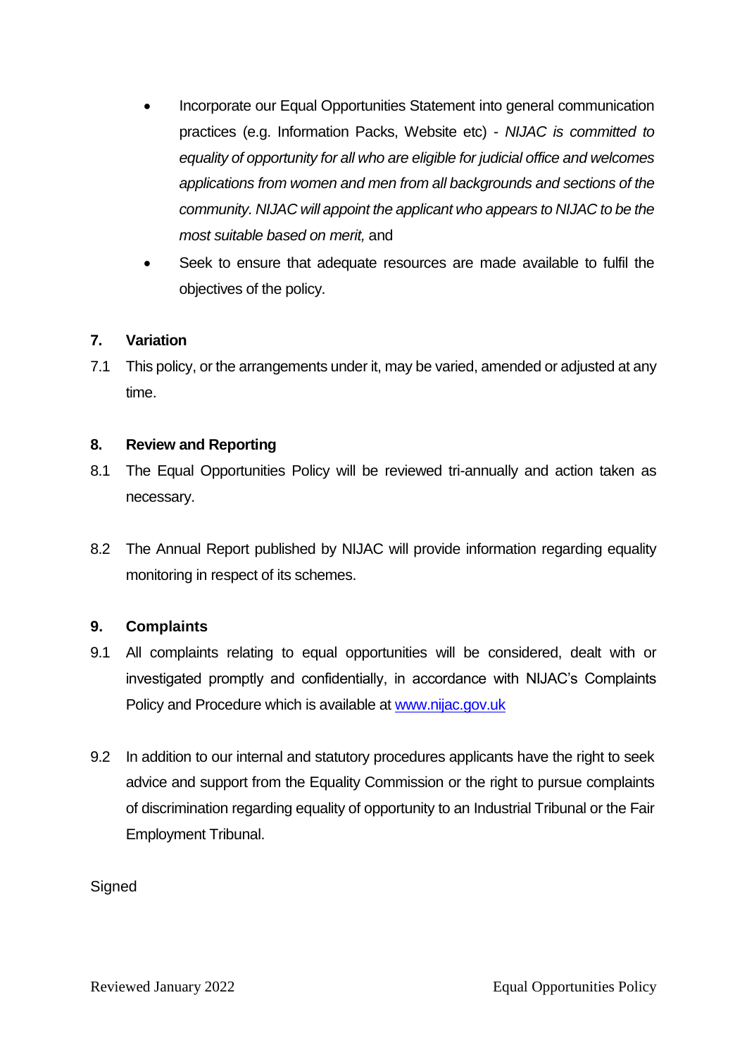- Incorporate our Equal Opportunities Statement into general communication practices (e.g. Information Packs, Website etc) - *NIJAC is committed to equality of opportunity for all who are eligible for judicial office and welcomes applications from women and men from all backgrounds and sections of the community. NIJAC will appoint the applicant who appears to NIJAC to be the most suitable based on merit,* and
- Seek to ensure that adequate resources are made available to fulfil the objectives of the policy.

## 7. Variation

7.1 This policy, or the arrangements under it, may be varied, amended or adjusted at any time.

## 8. Review and Reporting

8.1 The Equal Opportunities Policy will be reviewed tri-annually and action taken as necessary.

8.2 The Annual Report published by NIJAC will provide information regarding equality monitoring in respect of its schemes.

## 9. Complaints

9.1 All complaints relating to equal opportunities will be considered, dealt with or investigated promptly and confidentially, in accordance with NIJAC's Complaints Policy and Procedure which is available at [www.nijac.gov.uk](http://www.nijac.gov.uk)

9.2 In addition to our internal and statutory procedures applicants have the right to seek advice and support from the Equality Commission or the right to pursue complaints of discrimination regarding equality of opportunity to an Industrial Tribunal or the Fair Employment Tribunal.

Signed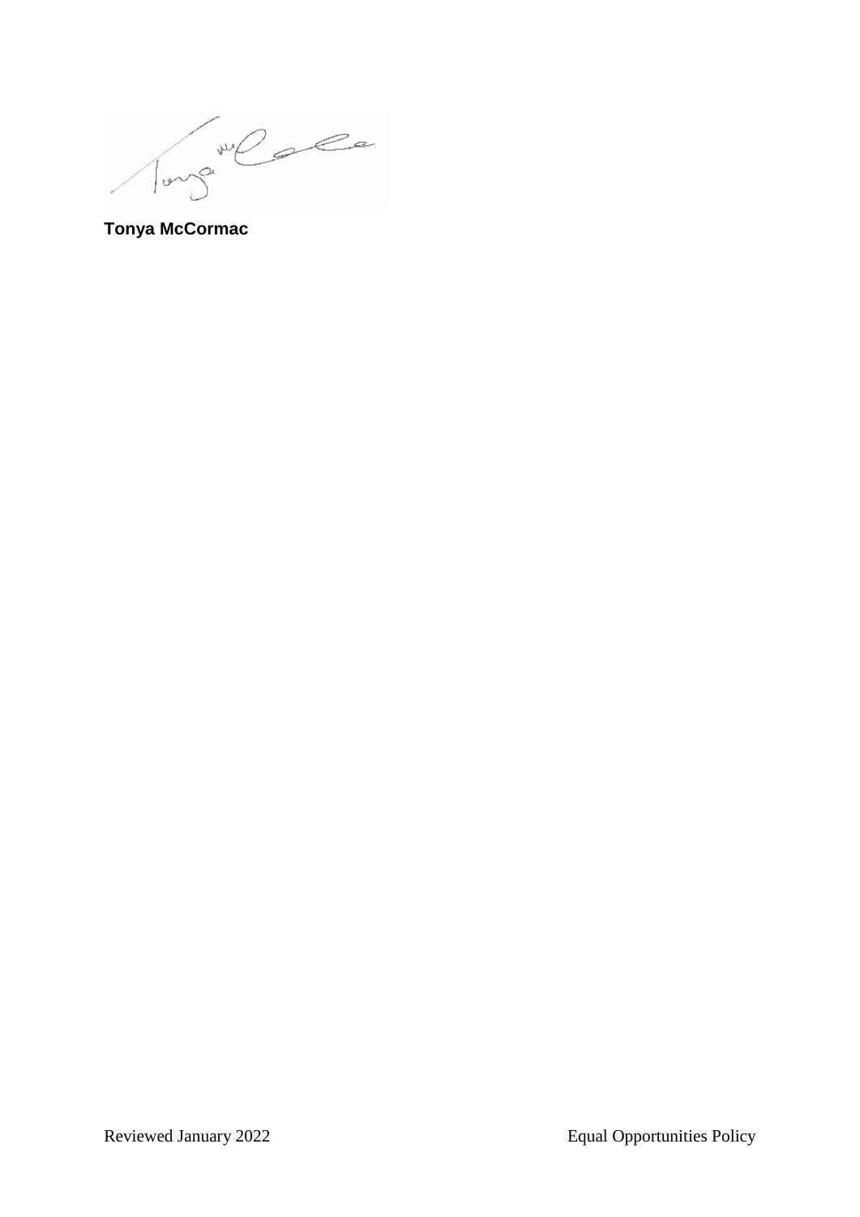**Tonya McCormac**